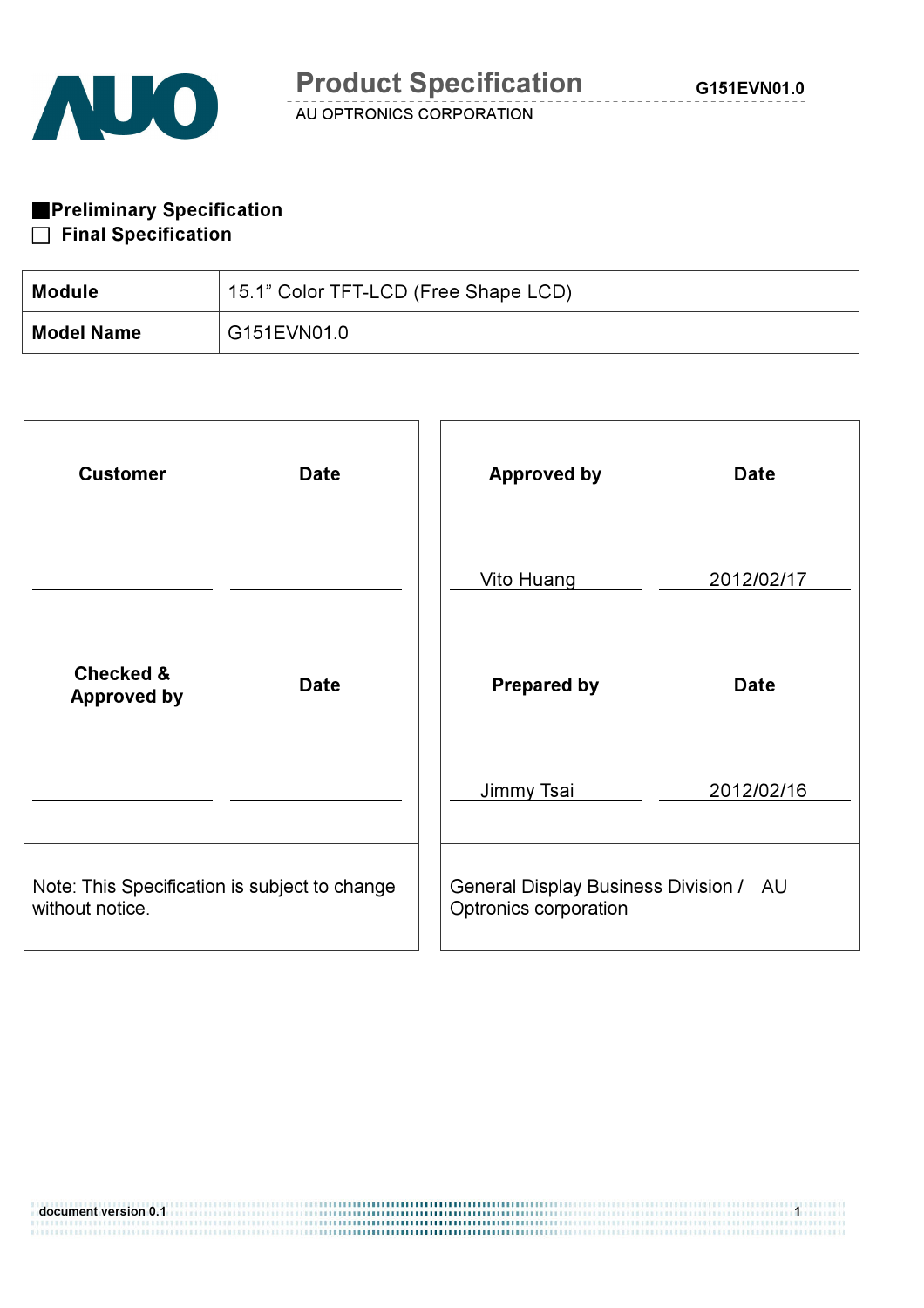# Product Specification

AU OPTRONICS CORPORATION

■ **Preliminary Specification**

□ **Final Specification**

| **Module** | 15.1" Color TFT-LCD (Free Shape LCD) |
|---|---|
| **Model Name** | G151EVN01.0 |

| **Customer** | **Date** | **Approved by** | **Date** |
|---|---|---|---|
| | | Vito Huang | 2012/02/17 |
| **Checked & Approved by** | **Date** | **Prepared by** | **Date** |
| | | Jimmy Tsai | 2012/02/16 |

| Note: This Specification is subject to change without notice. | General Display Business Division / AU Optronics corporation |
|---|---|

document version 0.1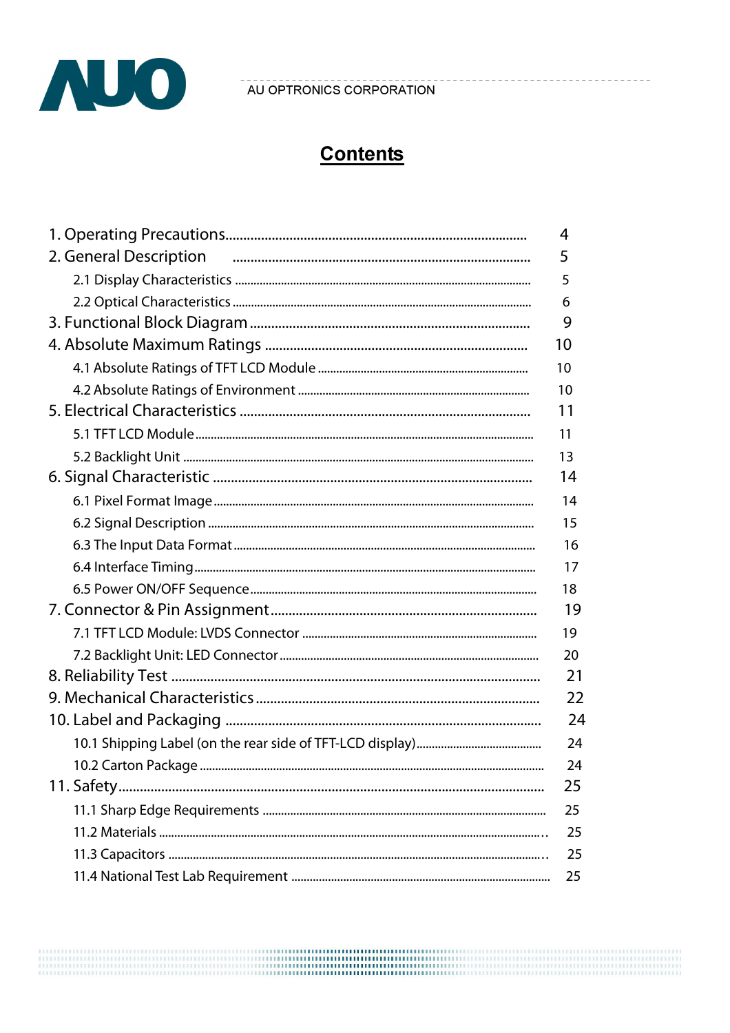# Contents

| | |
|---|---|
| 1. Operating Precautions | 4 |
| 2. General Description | 5 |
| 2.1 Display Characteristics | 5 |
| 2.2 Optical Characteristics | 6 |
| 3. Functional Block Diagram | 9 |
| 4. Absolute Maximum Ratings | 10 |
| 4.1 Absolute Ratings of TFT LCD Module | 10 |
| 4.2 Absolute Ratings of Environment | 10 |
| 5. Electrical Characteristics | 11 |
| 5.1 TFT LCD Module | 11 |
| 5.2 Backlight Unit | 13 |
| 6. Signal Characteristic | 14 |
| 6.1 Pixel Format Image | 14 |
| 6.2 Signal Description | 15 |
| 6.3 The Input Data Format | 16 |
| 6.4 Interface Timing | 17 |
| 6.5 Power ON/OFF Sequence | 18 |
| 7. Connector & Pin Assignment | 19 |
| 7.1 TFT LCD Module: LVDS Connector | 19 |
| 7.2 Backlight Unit: LED Connector | 20 |
| 8. Reliability Test | 21 |
| 9. Mechanical Characteristics | 22 |
| 10. Label and Packaging | 24 |
| 10.1 Shipping Label (on the rear side of TFT-LCD display) | 24 |
| 10.2 Carton Package | 24 |
| 11. Safety | 25 |
| 11.1 Sharp Edge Requirements | 25 |
| 11.2 Materials | 25 |
| 11.3 Capacitors | 25 |
| 11.4 National Test Lab Requirement | 25 |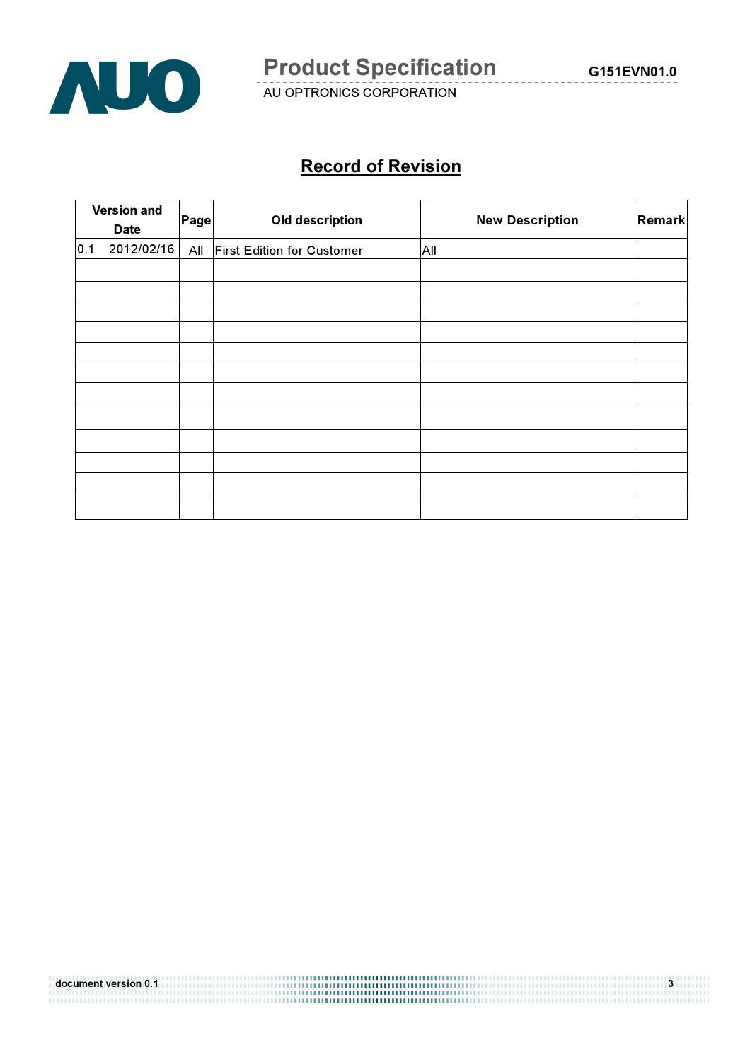## Record of Revision

| Version and Date | Page | Old description | New Description | Remark |
|---|---|---|---|---|
| 0.1 2012/02/16 | All | First Edition for Customer | All | |
| | | | | |
| | | | | |
| | | | | |
| | | | | |
| | | | | |
| | | | | |
| | | | | |
| | | | | |
| | | | | |
| | | | | |
| | | | | |
| | | | | |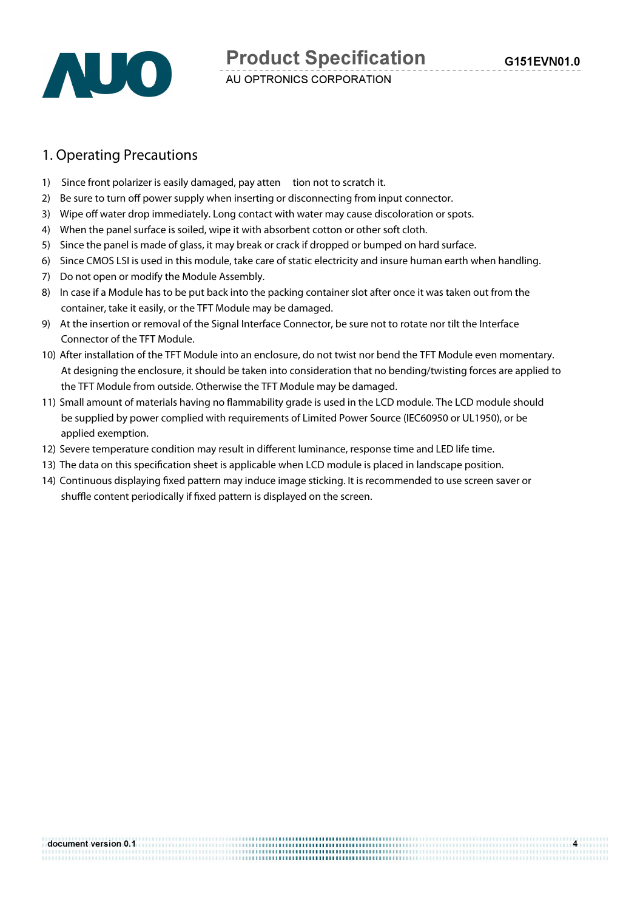# 1. Operating Precautions

1) Since front polarizer is easily damaged, pay attention not to scratch it.
2) Be sure to turn off power supply when inserting or disconnecting from input connector.
3) Wipe off water drop immediately. Long contact with water may cause discoloration or spots.
4) When the panel surface is soiled, wipe it with absorbent cotton or other soft cloth.
5) Since the panel is made of glass, it may break or crack if dropped or bumped on hard surface.
6) Since CMOS LSI is used in this module, take care of static electricity and insure human earth when handling.
7) Do not open or modify the Module Assembly.
8) In case if a Module has to be put back into the packing container slot after once it was taken out from the container, take it easily, or the TFT Module may be damaged.
9) At the insertion or removal of the Signal Interface Connector, be sure not to rotate nor tilt the Interface Connector of the TFT Module.
10) After installation of the TFT Module into an enclosure, do not twist nor bend the TFT Module even momentary. At designing the enclosure, it should be taken into consideration that no bending/twisting forces are applied to the TFT Module from outside. Otherwise the TFT Module may be damaged.
11) Small amount of materials having no flammability grade is used in the LCD module. The LCD module should be supplied by power complied with requirements of Limited Power Source (IEC60950 or UL1950), or be applied exemption.
12) Severe temperature condition may result in different luminance, response time and LED life time.
13) The data on this specification sheet is applicable when LCD module is placed in landscape position.
14) Continuous displaying fixed pattern may induce image sticking. It is recommended to use screen saver or shuffle content periodically if fixed pattern is displayed on the screen.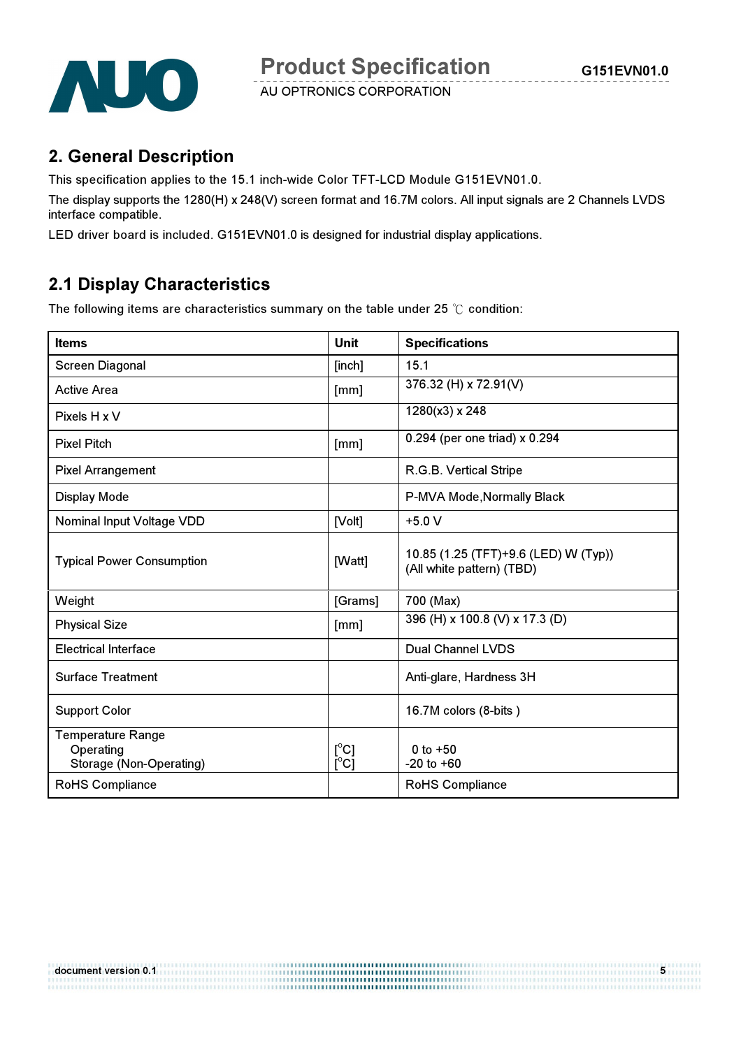## 2. General Description

This specification applies to the 15.1 inch-wide Color TFT-LCD Module G151EVN01.0.

The display supports the 1280(H) x 248(V) screen format and 16.7M colors. All input signals are 2 Channels LVDS interface compatible.

LED driver board is included. G151EVN01.0 is designed for industrial display applications.

## 2.1 Display Characteristics

The following items are characteristics summary on the table under 25 ℃ condition:

| Items | Unit | Specifications |
|---|---|---|
| Screen Diagonal | [inch] | 15.1 |
| Active Area | [mm] | 376.32 (H) x 72.91(V) |
| Pixels H x V | | 1280(x3) x 248 |
| Pixel Pitch | [mm] | 0.294 (per one triad) x 0.294 |
| Pixel Arrangement | | R.G.B. Vertical Stripe |
| Display Mode | | P-MVA Mode,Normally Black |
| Nominal Input Voltage VDD | [Volt] | +5.0 V |
| Typical Power Consumption | [Watt] | 10.85 (1.25 (TFT)+9.6 (LED) W (Typ))<br>(All white pattern) (TBD) |
| Weight | [Grams] | 700 (Max) |
| Physical Size | [mm] | 396 (H) x 100.8 (V) x 17.3 (D) |
| Electrical Interface | | Dual Channel LVDS |
| Surface Treatment | | Anti-glare, Hardness 3H |
| Support Color | | 16.7M colors (8-bits ) |
| Temperature Range<br>Operating<br>Storage (Non-Operating) | <br>[°C]<br>[°C] | <br>0 to +50<br>-20 to +60 |
| RoHS Compliance | | RoHS Compliance |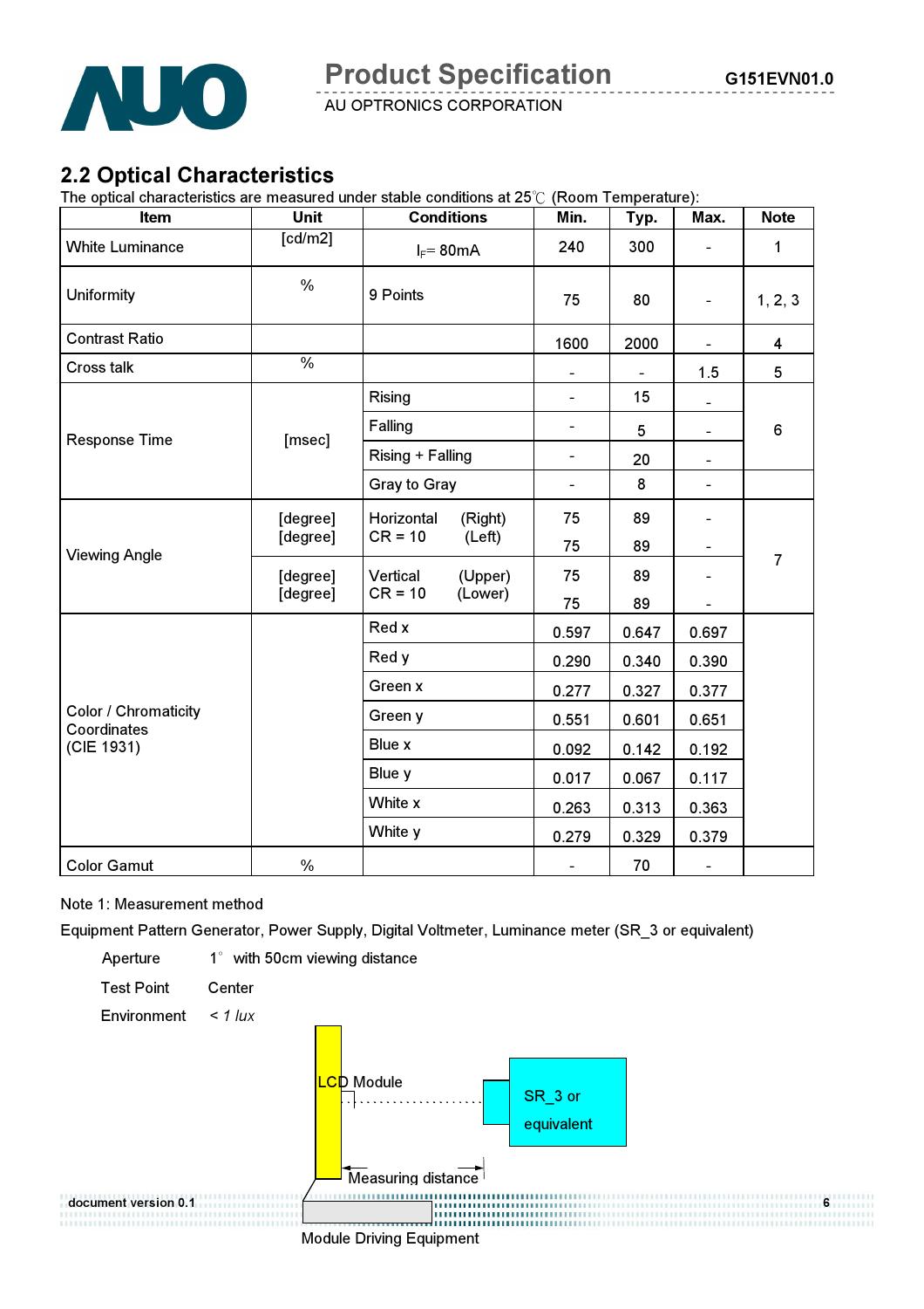## 2.2 Optical Characteristics

The optical characteristics are measured under stable conditions at 25℃ (Room Temperature):

| Item | Unit | Conditions | Min. | Typ. | Max. | Note |
|---|---|---|---|---|---|---|
| White Luminance | [cd/m2] | $I_F$= 80mA | 240 | 300 | - | 1 |
| Uniformity | % | 9 Points | 75 | 80 | - | 1, 2, 3 |
| Contrast Ratio | | | 1600 | 2000 | - | 4 |
| Cross talk | % | | - | - | 1.5 | 5 |
| Response Time | [msec] | Rising | - | 15 | - | 6 |
| | | Falling | - | 5 | - | |
| | | Rising + Falling | - | 20 | - | |
| | | Gray to Gray | - | 8 | - | |
| Viewing Angle | [degree] | Horizontal CR = 10 (Right) | 75 | 89 | - | 7 |
| | [degree] | (Left) | 75 | 89 | - | |
| | [degree] | Vertical CR = 10 (Upper) | 75 | 89 | - | |
| | [degree] | (Lower) | 75 | 89 | - | |
| Color / Chromaticity Coordinates (CIE 1931) | | Red x | 0.597 | 0.647 | 0.697 | |
| | | Red y | 0.290 | 0.340 | 0.390 | |
| | | Green x | 0.277 | 0.327 | 0.377 | |
| | | Green y | 0.551 | 0.601 | 0.651 | |
| | | Blue x | 0.092 | 0.142 | 0.192 | |
| | | Blue y | 0.017 | 0.067 | 0.117 | |
| | | White x | 0.263 | 0.313 | 0.363 | |
| | | White y | 0.279 | 0.329 | 0.379 | |
| Color Gamut | % | | - | 70 | - | |

Note 1: Measurement method

Equipment Pattern Generator, Power Supply, Digital Voltmeter, Luminance meter (SR_3 or equivalent)

Aperture 1° with 50cm viewing distance

Test Point Center

Environment *< 1 lux*

LCD Module

SR_3 or equivalent

Measuring distance

Module Driving Equipment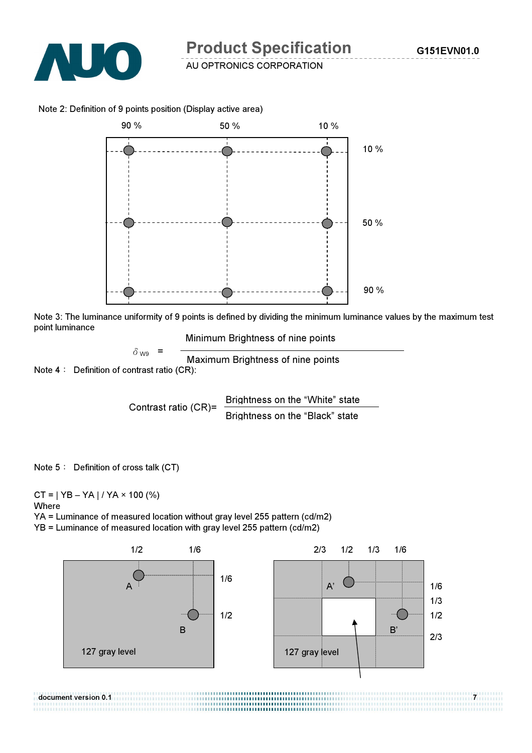Note 2: Definition of 9 points position (Display active area)

Note 3: The luminance uniformity of 9 points is defined by dividing the minimum luminance values by the maximum test point luminance

$$\delta_{W9} = \frac{\text{Minimum Brightness of nine points}}{\text{Maximum Brightness of nine points}}$$

Note 4： Definition of contrast ratio (CR):

$$\text{Contrast ratio (CR)} = \frac{\text{Brightness on the “White” state}}{\text{Brightness on the “Black” state}}$$

Note 5： Definition of cross talk (CT)

CT = | YB – YA | / YA × 100 (%)

Where

YA = Luminance of measured location without gray level 255 pattern (cd/m2)

YB = Luminance of measured location with gray level 255 pattern (cd/m2)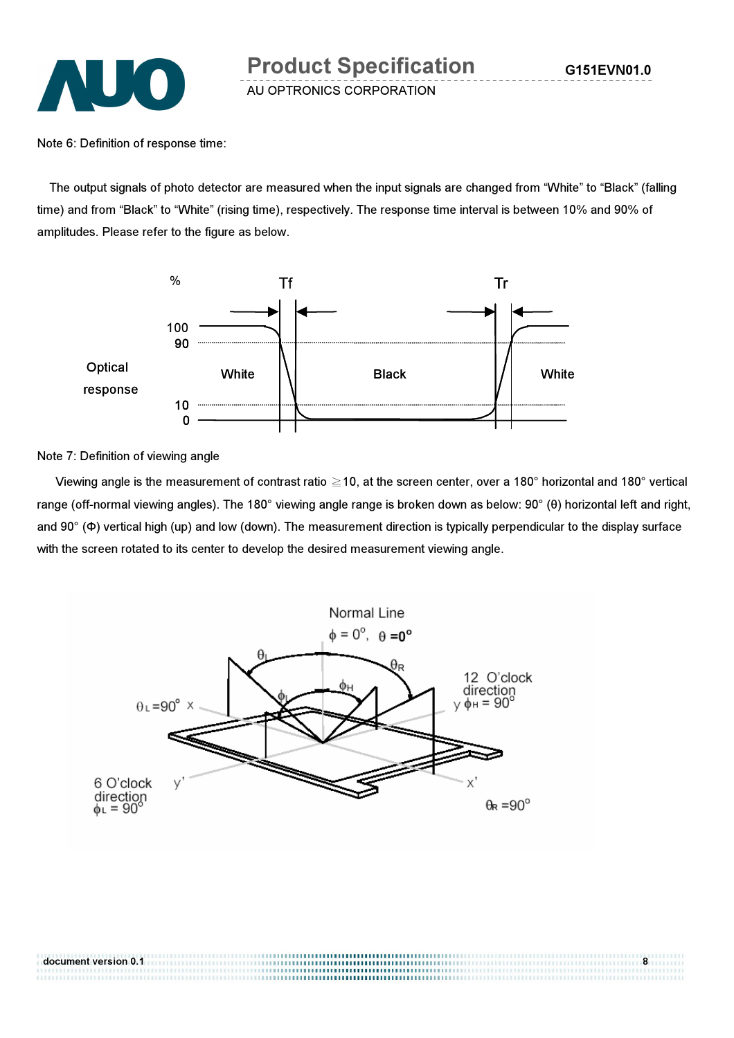Note 6: Definition of response time:

The output signals of photo detector are measured when the input signals are changed from "White" to "Black" (falling time) and from "Black" to "White" (rising time), respectively. The response time interval is between 10% and 90% of amplitudes. Please refer to the figure as below.

Note 7: Definition of viewing angle

Viewing angle is the measurement of contrast ratio ≧10, at the screen center, over a 180° horizontal and 180° vertical range (off-normal viewing angles). The 180° viewing angle range is broken down as below: 90° (θ) horizontal left and right, and 90° (Φ) vertical high (up) and low (down). The measurement direction is typically perpendicular to the display surface with the screen rotated to its center to develop the desired measurement viewing angle.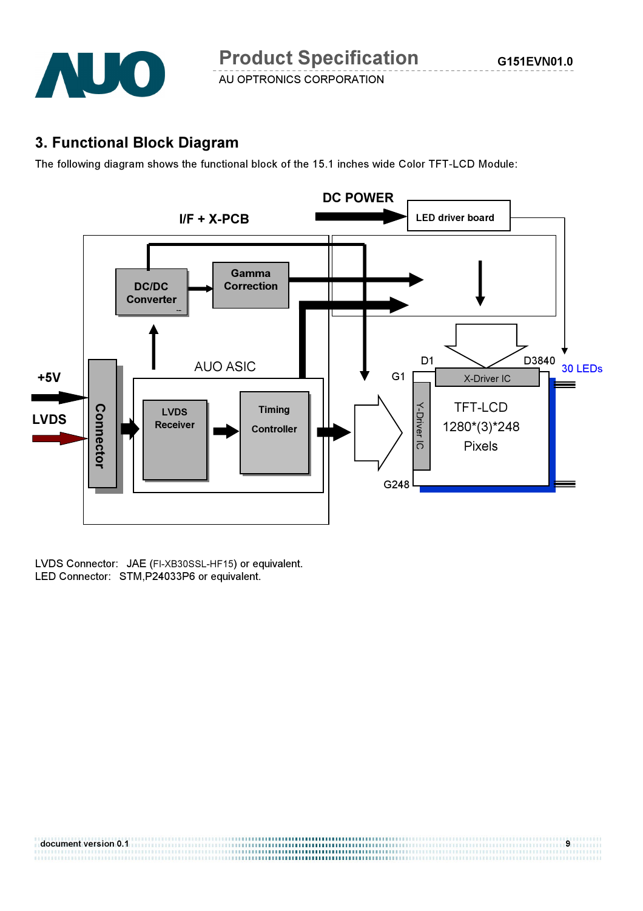## 3. Functional Block Diagram

The following diagram shows the functional block of the 15.1 inches wide Color TFT-LCD Module:

DC POWER

I/F + X-PCB

LED driver board

DC/DC Converter

Gamma Correction

AUO ASIC

+5V

LVDS

Connector

LVDS Receiver

Timing Controller

D1

D3840

30 LEDs

G1

X-Driver IC

Y-Driver IC

TFT-LCD
1280*(3)*248
Pixels

G248

LVDS Connector: JAE (FI-XB30SSL-HF15) or equivalent.
LED Connector: STM,P24033P6 or equivalent.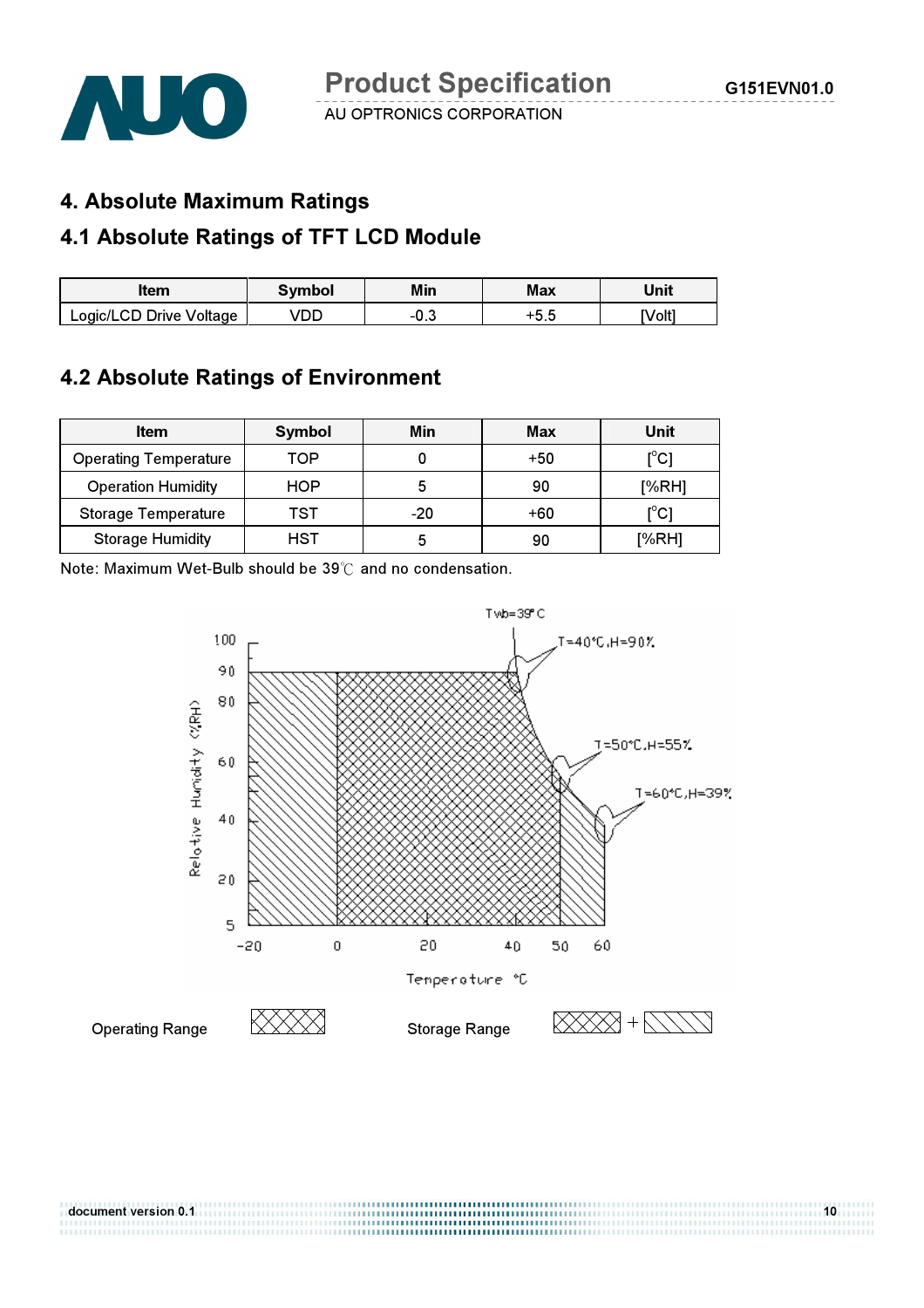# 4. Absolute Maximum Ratings

## 4.1 Absolute Ratings of TFT LCD Module

| Item | Symbol | Min | Max | Unit |
|---|---|---|---|---|
| Logic/LCD Drive Voltage | VDD | -0.3 | +5.5 | [Volt] |

## 4.2 Absolute Ratings of Environment

| Item | Symbol | Min | Max | Unit |
|---|---|---|---|---|
| Operating Temperature | TOP | 0 | +50 | [°C] |
| Operation Humidity | HOP | 5 | 90 | [%RH] |
| Storage Temperature | TST | -20 | +60 | [°C] |
| Storage Humidity | HST | 5 | 90 | [%RH] |

Note: Maximum Wet-Bulb should be 39℃ and no condensation.

Operating Range

Storage Range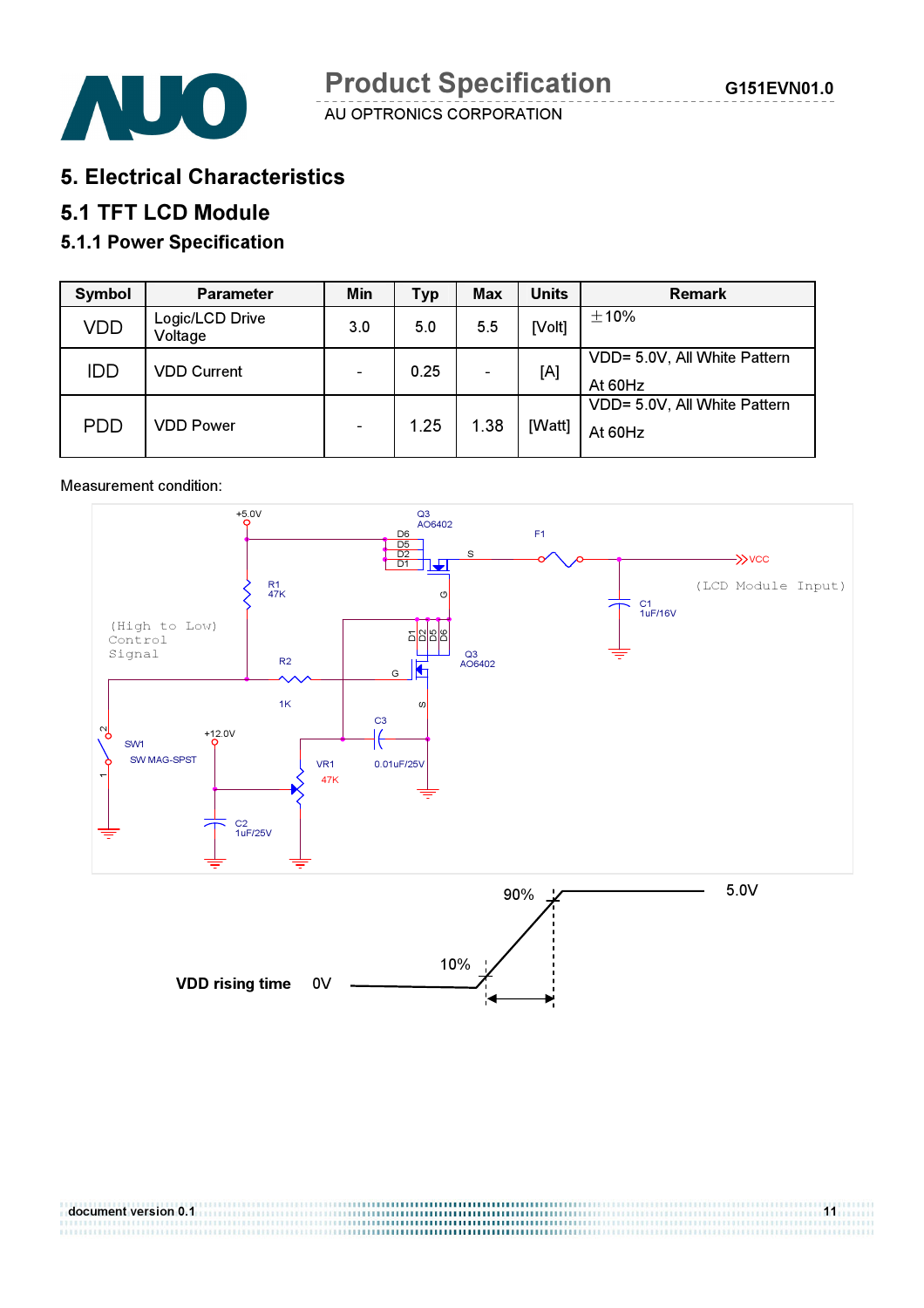# 5. Electrical Characteristics

## 5.1 TFT LCD Module

### 5.1.1 Power Specification

| Symbol | Parameter | Min | Typ | Max | Units | Remark |
|---|---|---|---|---|---|---|
| VDD | Logic/LCD Drive Voltage | 3.0 | 5.0 | 5.5 | [Volt] | ±10% |
| IDD | VDD Current | - | 0.25 | - | [A] | VDD= 5.0V, All White Pattern At 60Hz |
| PDD | VDD Power | - | 1.25 | 1.38 | [Watt] | VDD= 5.0V, All White Pattern At 60Hz |

Measurement condition:

+5.0V
Q3 AO6402
D6 D5 D2 D1
S
F1
VCC
(LCD Module Input)
R1 47K
G
C1 1uF/16V
(High to Low) Control Signal
D1 D2 D5 D6
Q3 AO6402
R2
G
1K
S
C3
SW1
SW MAG-SPST
+12.0V
VR1 47K
0.01uF/25V
C2 1uF/25V

90%
5.0V
10%
VDD rising time 0V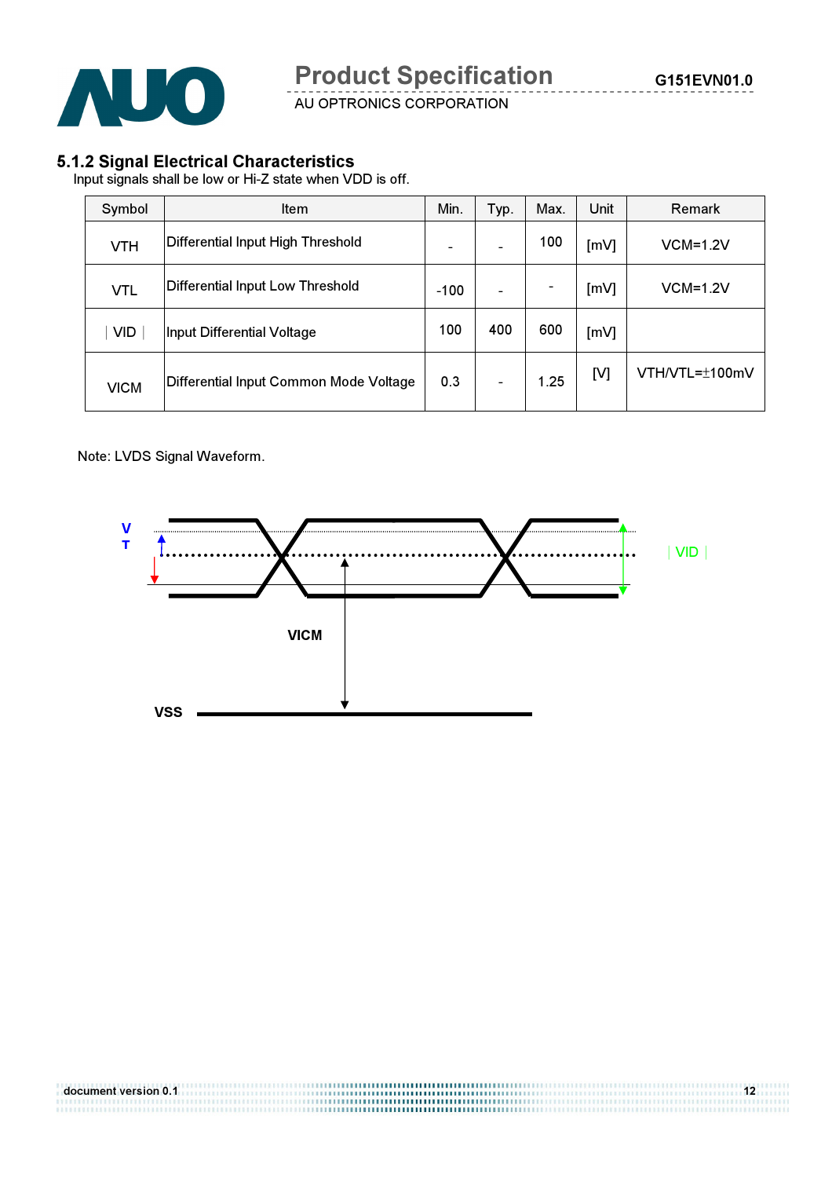### 5.1.2 Signal Electrical Characteristics

Input signals shall be low or Hi-Z state when VDD is off.

| Symbol | Item | Min. | Typ. | Max. | Unit | Remark |
|---|---|---|---|---|---|---|
| VTH | Differential Input High Threshold | - | - | 100 | [mV] | VCM=1.2V |
| VTL | Differential Input Low Threshold | -100 | - | - | [mV] | VCM=1.2V |
| ∣VID∣ | Input Differential Voltage | 100 | 400 | 600 | [mV] | |
| VICM | Differential Input Common Mode Voltage | 0.3 | - | 1.25 | [V] | VTH/VTL=±100mV |

Note: LVDS Signal Waveform.

VT

∣VID∣

VICM

VSS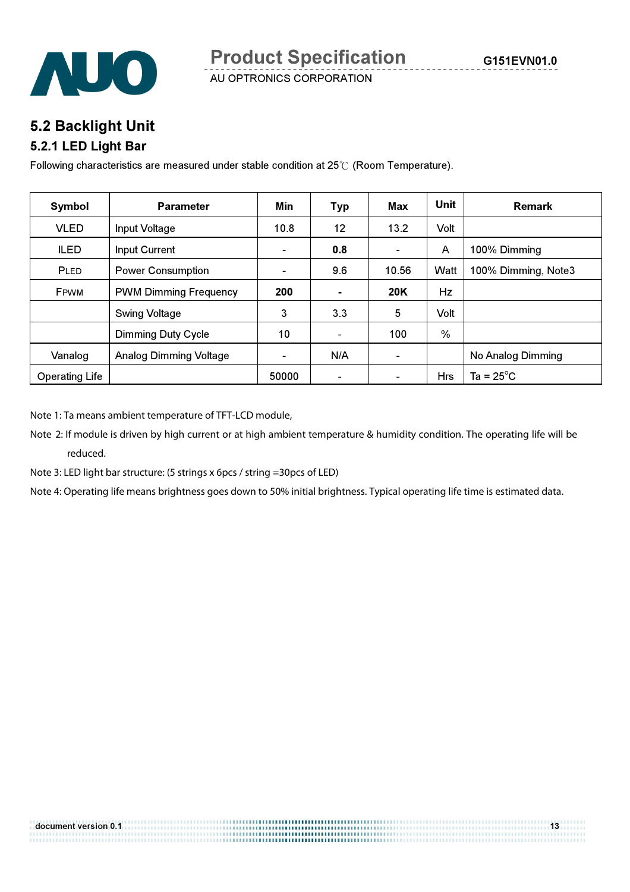## 5.2 Backlight Unit

### 5.2.1 LED Light Bar

Following characteristics are measured under stable condition at 25℃ (Room Temperature).

| Symbol | Parameter | Min | Typ | Max | Unit | Remark |
|---|---|---|---|---|---|---|
| VLED | Input Voltage | 10.8 | 12 | 13.2 | Volt | |
| ILED | Input Current | - | **0.8** | - | A | 100% Dimming |
| PLED | Power Consumption | - | 9.6 | 10.56 | Watt | 100% Dimming, Note3 |
| FPWM | PWM Dimming Frequency | **200** | **-** | **20K** | Hz | |
| | Swing Voltage | 3 | 3.3 | 5 | Volt | |
| | Dimming Duty Cycle | 10 | - | 100 | % | |
| Vanalog | Analog Dimming Voltage | - | N/A | - | | No Analog Dimming |
| Operating Life | | 50000 | - | - | Hrs | Ta = 25°C |

Note 1: Ta means ambient temperature of TFT-LCD module,

Note 2: If module is driven by high current or at high ambient temperature & humidity condition. The operating life will be reduced.

Note 3: LED light bar structure: (5 strings x 6pcs / string =30pcs of LED)

Note 4: Operating life means brightness goes down to 50% initial brightness. Typical operating life time is estimated data.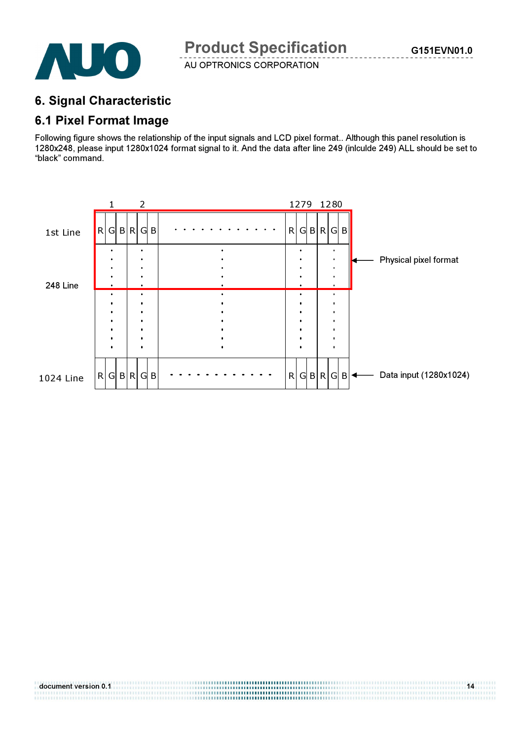# 6. Signal Characteristic

## 6.1 Pixel Format Image

Following figure shows the relationship of the input signals and LCD pixel format.. Although this panel resolution is 1280x248, please input 1280x1024 format signal to it. And the data after line 249 (inlculde 249) ALL should be set to "black" command.

| | 1 | | | 2 | | | | 1279 | | | 1280 | | |
|---|---|---|---|---|---|---|---|---|---|---|---|---|---|
| 1st Line | R | G | B | R | G | B | · · · · · · · · · · · · | R | G | B | R | G | B |
| 248 Line | ⋮ | | | ⋮ | | | ⋮ | ⋮ | | | ⋮ | | |
| | ⋮ | | | ⋮ | | | ⋮ | ⋮ | | | ⋮ | | |
| 1024 Line | R | G | B | R | G | B | · · · · · · · · · · · · | R | G | B | R | G | B |

Physical pixel format (1st Line to 248 Line)

Data input (1280x1024)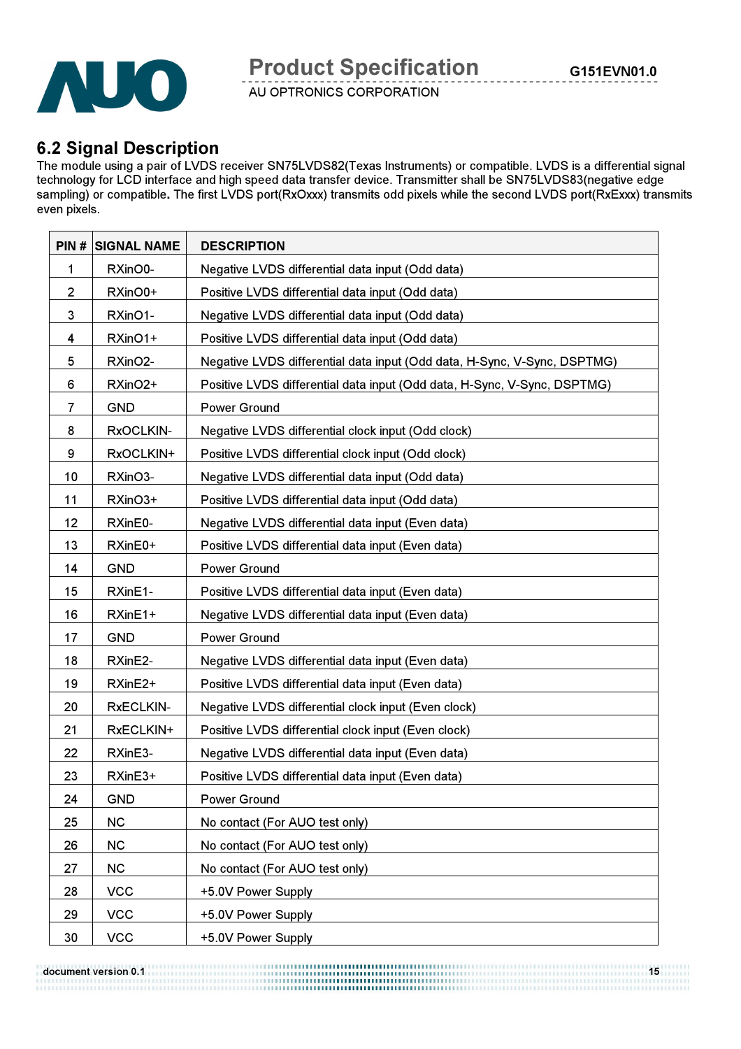## 6.2 Signal Description

The module using a pair of LVDS receiver SN75LVDS82(Texas Instruments) or compatible. LVDS is a differential signal technology for LCD interface and high speed data transfer device. Transmitter shall be SN75LVDS83(negative edge sampling) or compatible**.** The first LVDS port(RxOxxx) transmits odd pixels while the second LVDS port(RxExxx) transmits even pixels.

| PIN # | SIGNAL NAME | DESCRIPTION |
|---|---|---|
| 1 | RXinO0- | Negative LVDS differential data input (Odd data) |
| 2 | RXinO0+ | Positive LVDS differential data input (Odd data) |
| 3 | RXinO1- | Negative LVDS differential data input (Odd data) |
| 4 | RXinO1+ | Positive LVDS differential data input (Odd data) |
| 5 | RXinO2- | Negative LVDS differential data input (Odd data, H-Sync, V-Sync, DSPTMG) |
| 6 | RXinO2+ | Positive LVDS differential data input (Odd data, H-Sync, V-Sync, DSPTMG) |
| 7 | GND | Power Ground |
| 8 | RxOCLKIN- | Negative LVDS differential clock input (Odd clock) |
| 9 | RxOCLKIN+ | Positive LVDS differential clock input (Odd clock) |
| 10 | RXinO3- | Negative LVDS differential data input (Odd data) |
| 11 | RXinO3+ | Positive LVDS differential data input (Odd data) |
| 12 | RXinE0- | Negative LVDS differential data input (Even data) |
| 13 | RXinE0+ | Positive LVDS differential data input (Even data) |
| 14 | GND | Power Ground |
| 15 | RXinE1- | Positive LVDS differential data input (Even data) |
| 16 | RXinE1+ | Negative LVDS differential data input (Even data) |
| 17 | GND | Power Ground |
| 18 | RXinE2- | Negative LVDS differential data input (Even data) |
| 19 | RXinE2+ | Positive LVDS differential data input (Even data) |
| 20 | RxECLKIN- | Negative LVDS differential clock input (Even clock) |
| 21 | RxECLKIN+ | Positive LVDS differential clock input (Even clock) |
| 22 | RXinE3- | Negative LVDS differential data input (Even data) |
| 23 | RXinE3+ | Positive LVDS differential data input (Even data) |
| 24 | GND | Power Ground |
| 25 | NC | No contact (For AUO test only) |
| 26 | NC | No contact (For AUO test only) |
| 27 | NC | No contact (For AUO test only) |
| 28 | VCC | +5.0V Power Supply |
| 29 | VCC | +5.0V Power Supply |
| 30 | VCC | +5.0V Power Supply |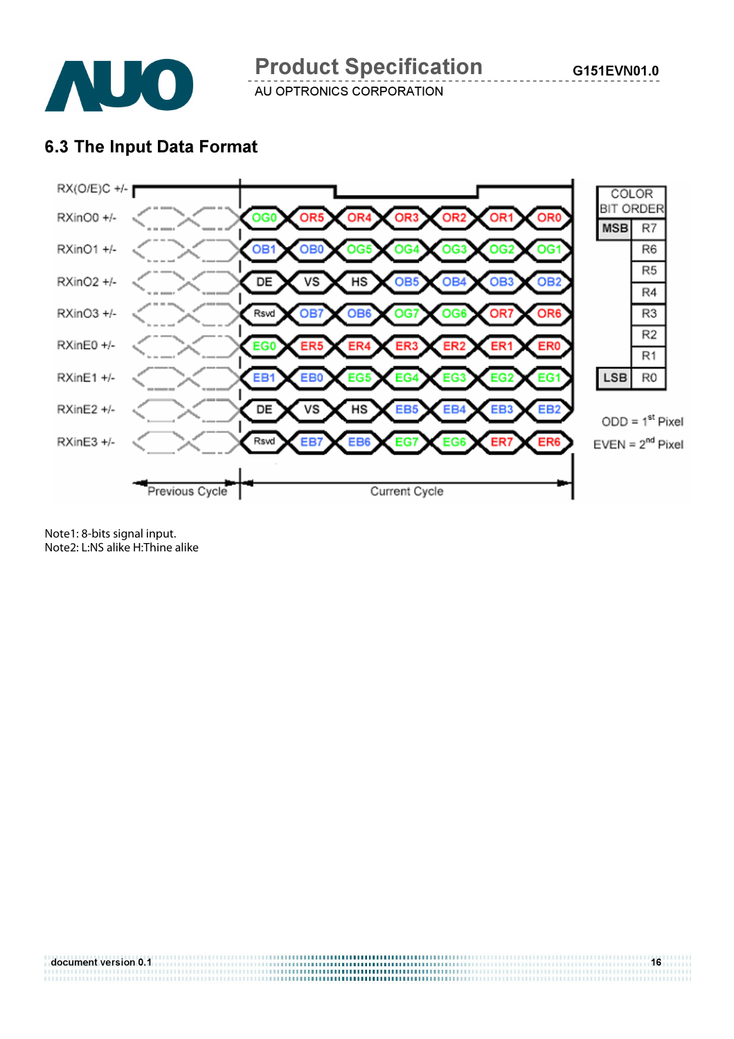## 6.3 The Input Data Format

| Signal | Bit 1 | Bit 2 | Bit 3 | Bit 4 | Bit 5 | Bit 6 | Bit 7 |
|---|---|---|---|---|---|---|---|
| RXinO0 +/- | OG0 | OR5 | OR4 | OR3 | OR2 | OR1 | OR0 |
| RXinO1 +/- | OB1 | OB0 | OG5 | OG4 | OG3 | OG2 | OG1 |
| RXinO2 +/- | DE | VS | HS | OB5 | OB4 | OB3 | OB2 |
| RXinO3 +/- | Rsvd | OB7 | OB6 | OG7 | OG6 | OR7 | OR6 |
| RXinE0 +/- | EG0 | ER5 | ER4 | ER3 | ER2 | ER1 | ER0 |
| RXinE1 +/- | EB1 | EB0 | EG5 | EG4 | EG3 | EG2 | EG1 |
| RXinE2 +/- | DE | VS | HS | EB5 | EB4 | EB3 | EB2 |
| RXinE3 +/- | Rsvd | EB7 | EB6 | EG7 | EG6 | ER7 | ER6 |

RX(O/E)C +/- : Previous Cycle | Current Cycle

| COLOR BIT ORDER | |
|---|---|
| MSB | R7 |
| | R6 |
| | R5 |
| | R4 |
| | R3 |
| | R2 |
| | R1 |
| LSB | R0 |

ODD = 1st Pixel
EVEN = 2nd Pixel

Note1: 8-bits signal input.
Note2: L:NS alike H:Thine alike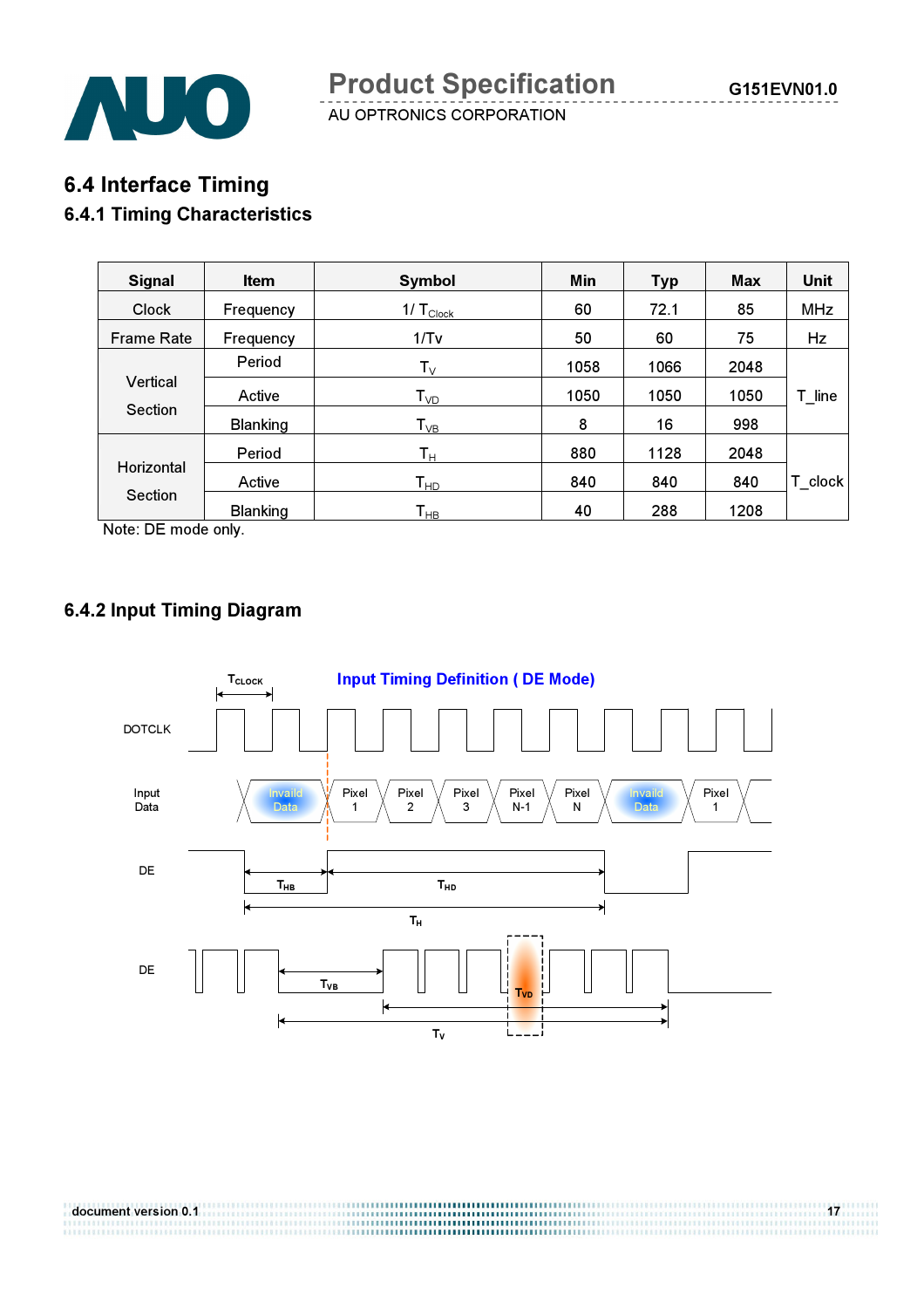## 6.4 Interface Timing

### 6.4.1 Timing Characteristics

| Signal | Item | Symbol | Min | Typ | Max | Unit |
|---|---|---|---|---|---|---|
| Clock | Frequency | $1/T_{Clock}$ | 60 | 72.1 | 85 | MHz |
| Frame Rate | Frequency | $1/T_v$ | 50 | 60 | 75 | Hz |
| Vertical Section | Period | $T_V$ | 1058 | 1066 | 2048 | T_line |
| | Active | $T_{VD}$ | 1050 | 1050 | 1050 | |
| | Blanking | $T_{VB}$ | 8 | 16 | 998 | |
| Horizontal Section | Period | $T_H$ | 880 | 1128 | 2048 | T_clock |
| | Active | $T_{HD}$ | 840 | 840 | 840 | |
| | Blanking | $T_{HB}$ | 40 | 288 | 1208 | |

Note: DE mode only.

### 6.4.2 Input Timing Diagram

Input Timing Definition ( DE Mode)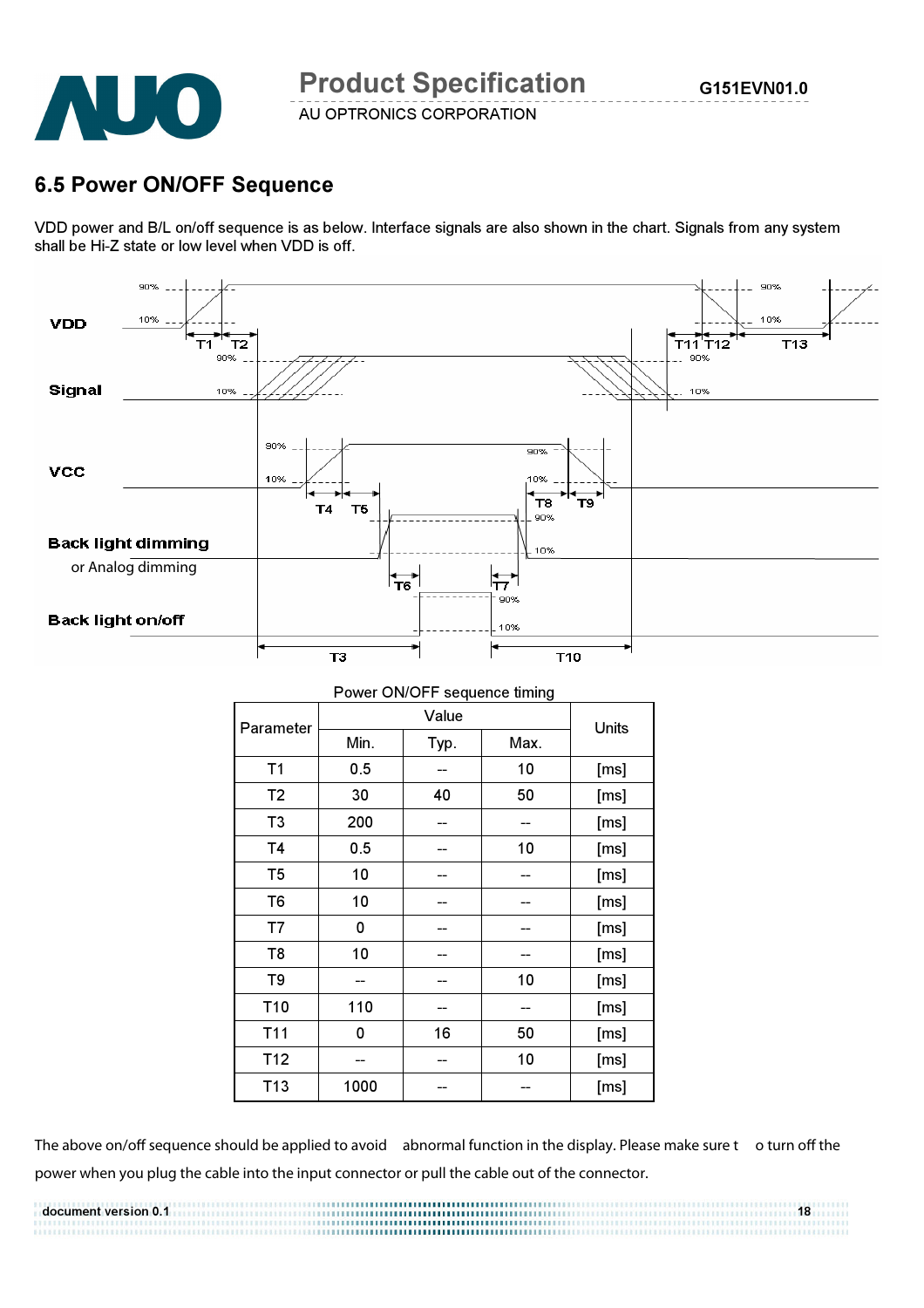## 6.5 Power ON/OFF Sequence

VDD power and B/L on/off sequence is as below. Interface signals are also shown in the chart. Signals from any system shall be Hi-Z state or low level when VDD is off.

Power ON/OFF sequence timing

| Parameter | Value | | | Units |
|---|---|---|---|---|
| | Min. | Typ. | Max. | |
| T1 | 0.5 | -- | 10 | [ms] |
| T2 | 30 | 40 | 50 | [ms] |
| T3 | 200 | -- | -- | [ms] |
| T4 | 0.5 | -- | 10 | [ms] |
| T5 | 10 | -- | -- | [ms] |
| T6 | 10 | -- | -- | [ms] |
| T7 | 0 | -- | -- | [ms] |
| T8 | 10 | -- | -- | [ms] |
| T9 | -- | -- | 10 | [ms] |
| T10 | 110 | -- | -- | [ms] |
| T11 | 0 | 16 | 50 | [ms] |
| T12 | -- | -- | 10 | [ms] |
| T13 | 1000 | -- | -- | [ms] |

The above on/off sequence should be applied to avoid abnormal function in the display. Please make sure to turn off the power when you plug the cable into the input connector or pull the cable out of the connector.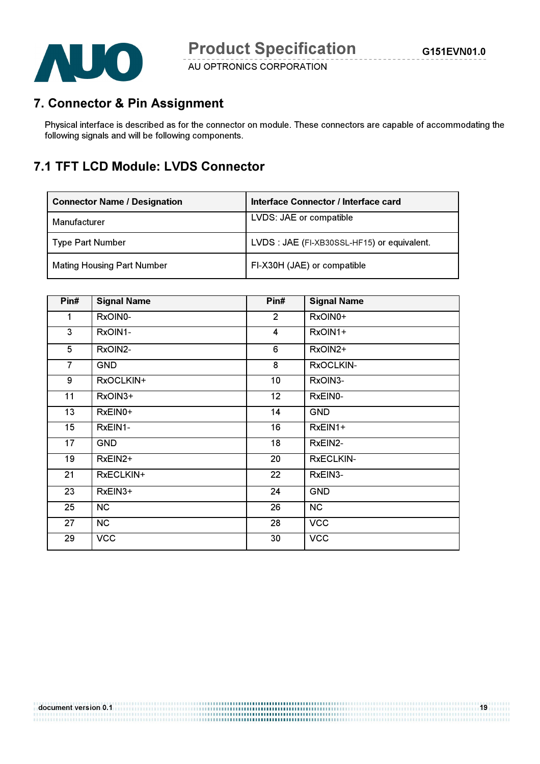## 7. Connector & Pin Assignment

Physical interface is described as for the connector on module. These connectors are capable of accommodating the following signals and will be following components.

### 7.1 TFT LCD Module: LVDS Connector

| Connector Name / Designation | Interface Connector / Interface card |
|---|---|
| Manufacturer | LVDS: JAE or compatible |
| Type Part Number | LVDS : JAE (FI-XB30SSL-HF15) or equivalent. |
| Mating Housing Part Number | FI-X30H (JAE) or compatible |

| Pin# | Signal Name | Pin# | Signal Name |
|---|---|---|---|
| 1 | RxOIN0- | 2 | RxOIN0+ |
| 3 | RxOIN1- | 4 | RxOIN1+ |
| 5 | RxOIN2- | 6 | RxOIN2+ |
| 7 | GND | 8 | RxOCLKIN- |
| 9 | RxOCLKIN+ | 10 | RxOIN3- |
| 11 | RxOIN3+ | 12 | RxEIN0- |
| 13 | RxEIN0+ | 14 | GND |
| 15 | RxEIN1- | 16 | RxEIN1+ |
| 17 | GND | 18 | RxEIN2- |
| 19 | RxEIN2+ | 20 | RxECLKIN- |
| 21 | RxECLKIN+ | 22 | RxEIN3- |
| 23 | RxEIN3+ | 24 | GND |
| 25 | NC | 26 | NC |
| 27 | NC | 28 | VCC |
| 29 | VCC | 30 | VCC |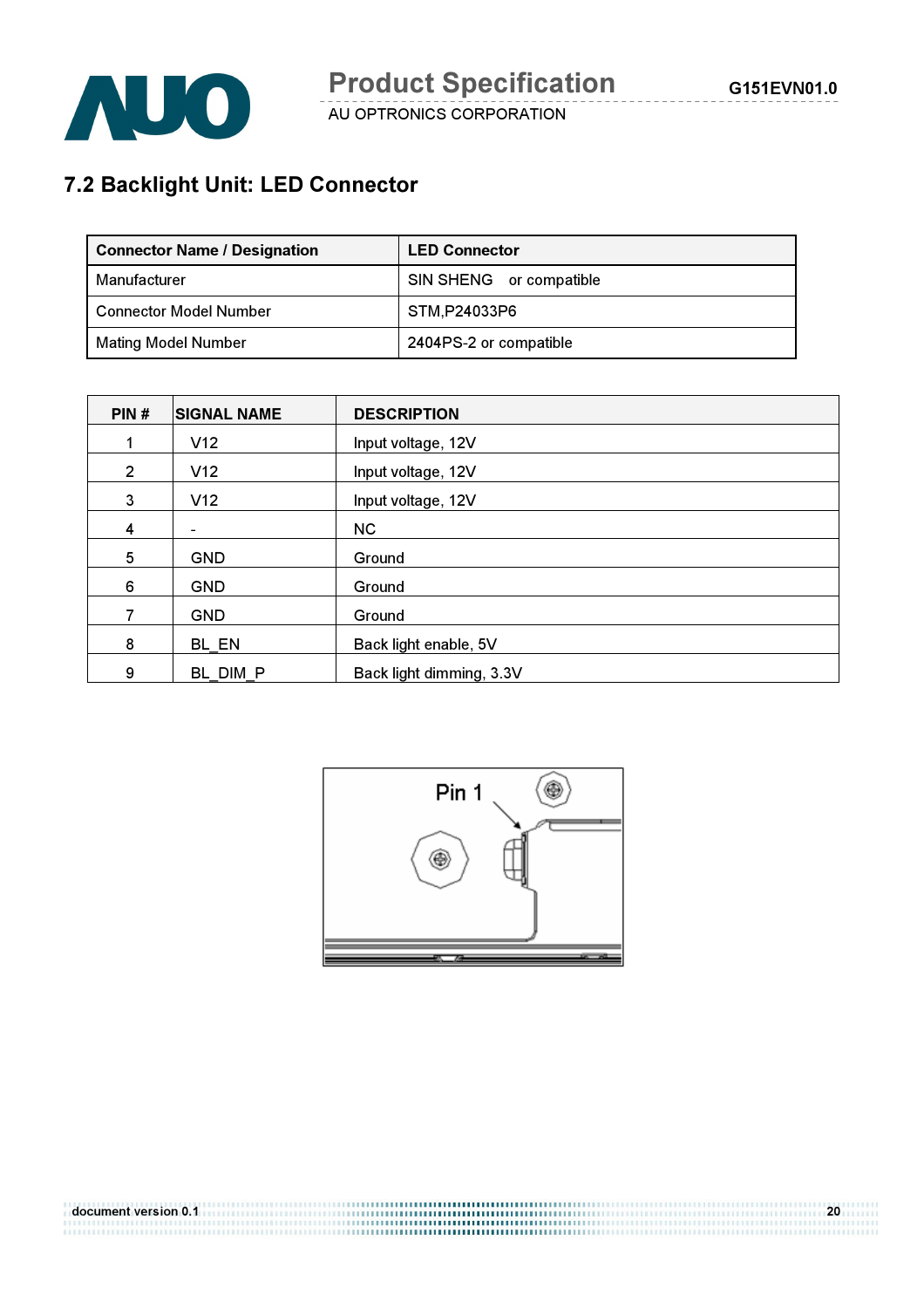## 7.2 Backlight Unit: LED Connector

| Connector Name / Designation | LED Connector |
|---|---|
| Manufacturer | SIN SHENG or compatible |
| Connector Model Number | STM,P24033P6 |
| Mating Model Number | 2404PS-2 or compatible |

| PIN # | SIGNAL NAME | DESCRIPTION |
|---|---|---|
| 1 | V12 | Input voltage, 12V |
| 2 | V12 | Input voltage, 12V |
| 3 | V12 | Input voltage, 12V |
| 4 | - | NC |
| 5 | GND | Ground |
| 6 | GND | Ground |
| 7 | GND | Ground |
| 8 | BL_EN | Back light enable, 5V |
| 9 | BL_DIM_P | Back light dimming, 3.3V |

Pin 1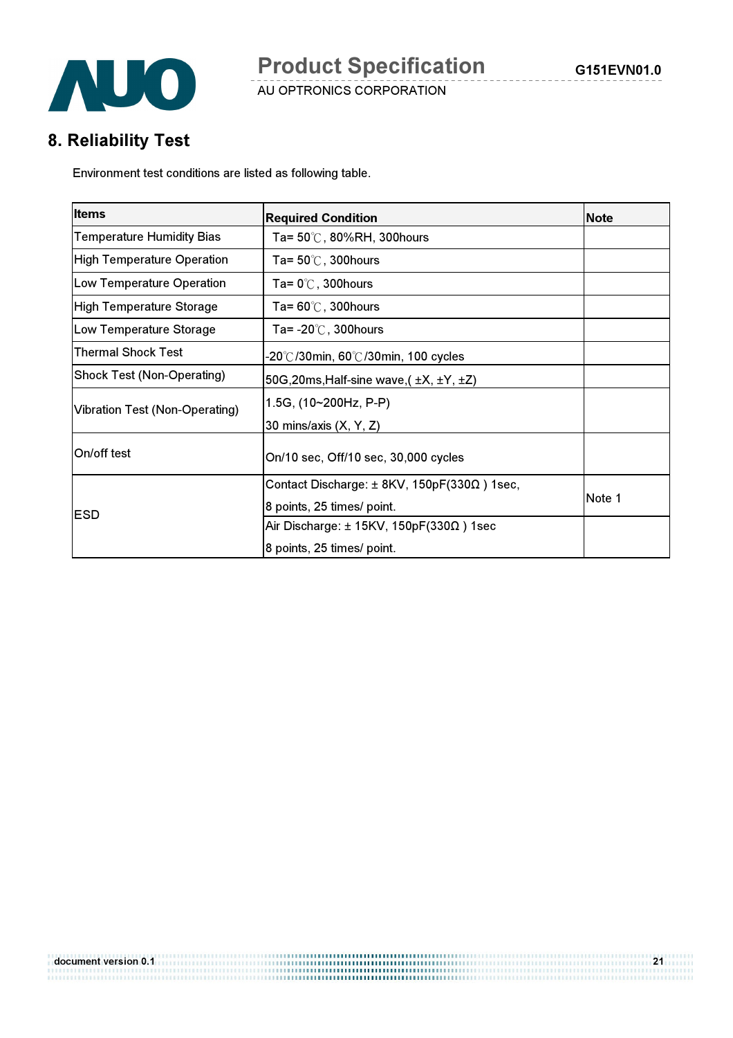## 8. Reliability Test

Environment test conditions are listed as following table.

| Items | Required Condition | Note |
|---|---|---|
| Temperature Humidity Bias | Ta= 50℃, 80%RH, 300hours | |
| High Temperature Operation | Ta= 50℃, 300hours | |
| Low Temperature Operation | Ta= 0℃, 300hours | |
| High Temperature Storage | Ta= 60℃, 300hours | |
| Low Temperature Storage | Ta= -20℃, 300hours | |
| Thermal Shock Test | -20℃/30min, 60℃/30min, 100 cycles | |
| Shock Test (Non-Operating) | 50G,20ms,Half-sine wave,( ±X, ±Y, ±Z) | |
| Vibration Test (Non-Operating) | 1.5G, (10~200Hz, P-P)<br>30 mins/axis (X, Y, Z) | |
| On/off test | On/10 sec, Off/10 sec, 30,000 cycles | |
| ESD | Contact Discharge: ± 8KV, 150pF(330Ω ) 1sec,<br>8 points, 25 times/ point. | Note 1 |
| | Air Discharge: ± 15KV, 150pF(330Ω ) 1sec<br>8 points, 25 times/ point. | |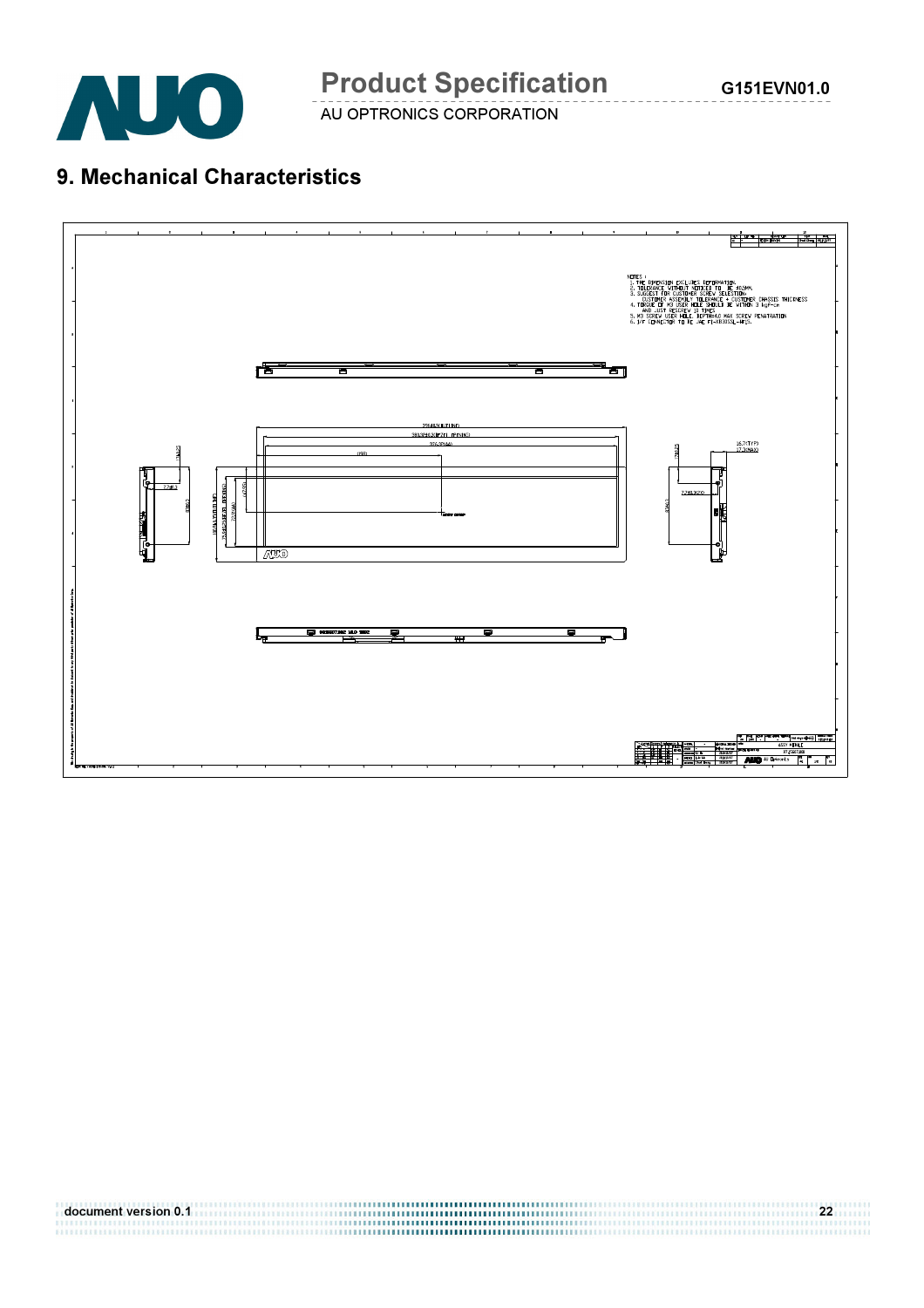## 9. Mechanical Characteristics

NOTES :
1. THE DIMENSION EXCLUDES DEFORMATION.
2. TOLERANCE WITHOUT NOTICED TO BE ±0.5MM.
3. SUGGEST FOR CUSTOMER SCREW SELECTION:
   CUSTOMER ASSEMBLY TOLERANCE + CUSTOMER CHASSIS THICKNESS
4. TORQUE OF M3 USER HOLE SHOULD BE WITHIN 3 kgf-cm
   AND JUST RESCREW 10 TIMES
5. M3 SCREW USER HOLE DEPTH=4.0 MAX SCREW PENATRATION
6. I/F CONNECTOR TO BE JAE FI-XB30SSL-HF15.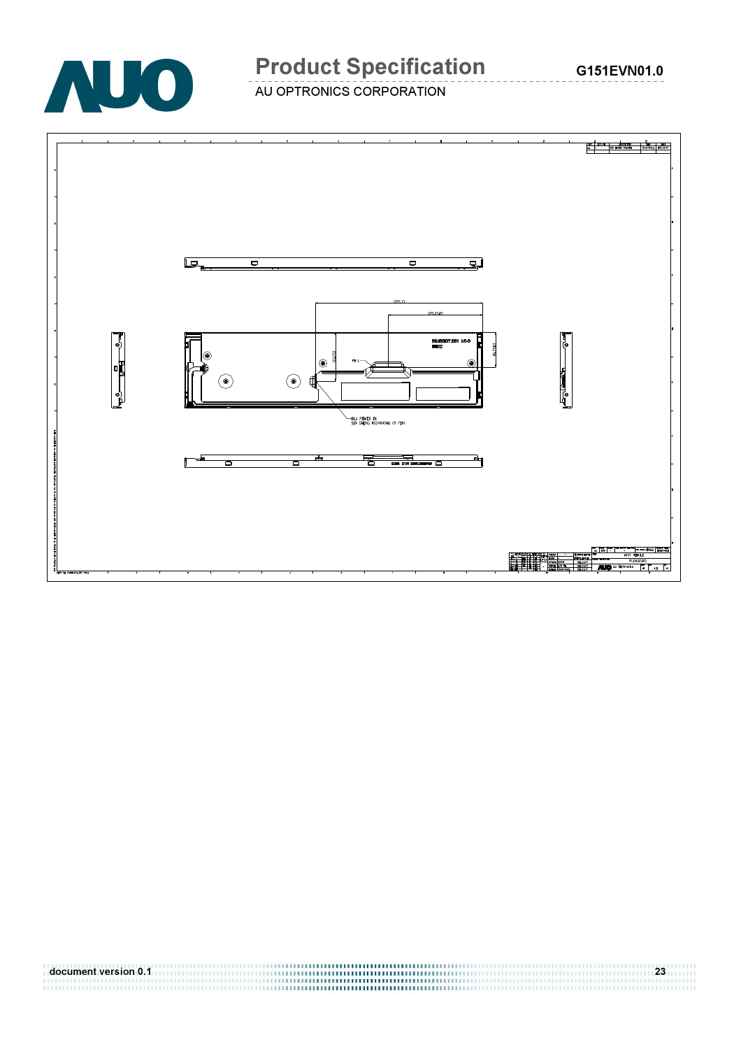(22.7)

(25.3)

(9.2)

PIN 1

BLU POWER IN

SIN SHENG HS2404PAU (9 PIN)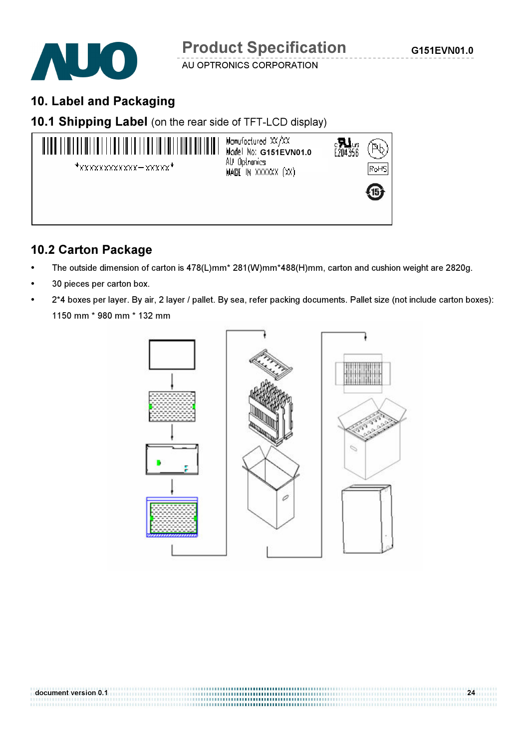# 10. Label and Packaging

## 10.1 Shipping Label (on the rear side of TFT-LCD display)

*XXXXXXXXXXXX-XXXXX*

Manufactured XX/XX
Model No: G151EVN01.0
AU Optronics
MADE IN XXXXXX (XX)

E204356

RoHS

## 10.2 Carton Package

- The outside dimension of carton is 478(L)mm* 281(W)mm*488(H)mm, carton and cushion weight are 2820g.
- 30 pieces per carton box.
- 2*4 boxes per layer. By air, 2 layer / pallet. By sea, refer packing documents. Pallet size (not include carton boxes): 1150 mm * 980 mm * 132 mm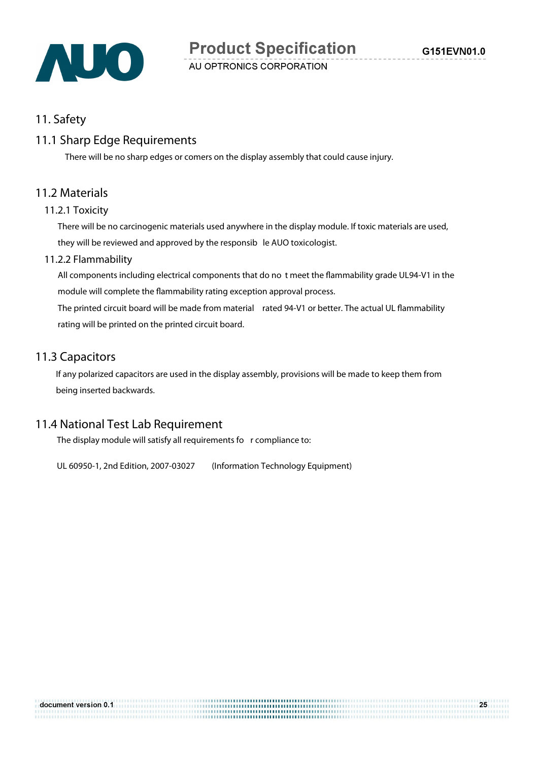# 11. Safety

## 11.1 Sharp Edge Requirements

There will be no sharp edges or comers on the display assembly that could cause injury.

## 11.2 Materials

### 11.2.1 Toxicity

There will be no carcinogenic materials used anywhere in the display module. If toxic materials are used, they will be reviewed and approved by the responsible AUO toxicologist.

### 11.2.2 Flammability

All components including electrical components that do not meet the flammability grade UL94-V1 in the module will complete the flammability rating exception approval process.

The printed circuit board will be made from material rated 94-V1 or better. The actual UL flammability rating will be printed on the printed circuit board.

## 11.3 Capacitors

If any polarized capacitors are used in the display assembly, provisions will be made to keep them from being inserted backwards.

## 11.4 National Test Lab Requirement

The display module will satisfy all requirements for compliance to:

UL 60950-1, 2nd Edition, 2007-03027 (Information Technology Equipment)